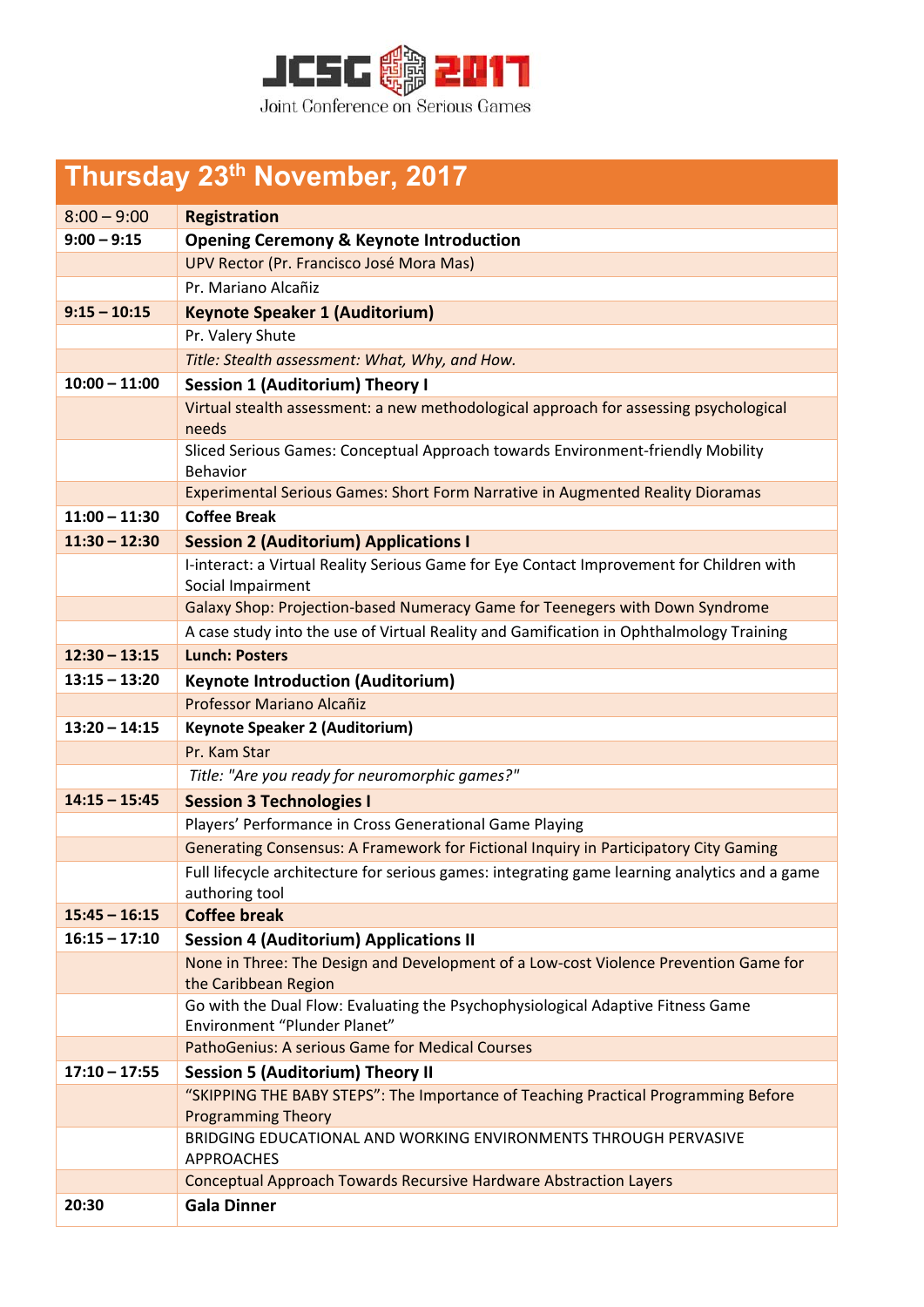JCSG 2017

Joint Conference on Serious Games

## Thursday 23th November, 2017

| | |
|---|---|
| 8:00 – 9:00 | **Registration** |
| **9:00 – 9:15** | **Opening Ceremony & Keynote Introduction** |
| | UPV Rector (Pr. Francisco José Mora Mas) |
| | Pr. Mariano Alcañiz |
| **9:15 – 10:15** | **Keynote Speaker 1 (Auditorium)** |
| | Pr. Valery Shute |
| | *Title: Stealth assessment: What, Why, and How.* |
| **10:00 – 11:00** | **Session 1 (Auditorium) Theory I** |
| | Virtual stealth assessment: a new methodological approach for assessing psychological needs |
| | Sliced Serious Games: Conceptual Approach towards Environment-friendly Mobility Behavior |
| | Experimental Serious Games: Short Form Narrative in Augmented Reality Dioramas |
| **11:00 – 11:30** | **Coffee Break** |
| **11:30 – 12:30** | **Session 2 (Auditorium) Applications I** |
| | I-interact: a Virtual Reality Serious Game for Eye Contact Improvement for Children with Social Impairment |
| | Galaxy Shop: Projection-based Numeracy Game for Teenegers with Down Syndrome |
| | A case study into the use of Virtual Reality and Gamification in Ophthalmology Training |
| **12:30 – 13:15** | **Lunch: Posters** |
| **13:15 – 13:20** | **Keynote Introduction (Auditorium)** |
| | Professor Mariano Alcañiz |
| **13:20 – 14:15** | **Keynote Speaker 2 (Auditorium)** |
| | Pr. Kam Star |
| | *Title: "Are you ready for neuromorphic games?"* |
| **14:15 – 15:45** | **Session 3 Technologies I** |
| | Players' Performance in Cross Generational Game Playing |
| | Generating Consensus: A Framework for Fictional Inquiry in Participatory City Gaming |
| | Full lifecycle architecture for serious games: integrating game learning analytics and a game authoring tool |
| **15:45 – 16:15** | **Coffee break** |
| **16:15 – 17:10** | **Session 4 (Auditorium) Applications II** |
| | None in Three: The Design and Development of a Low-cost Violence Prevention Game for the Caribbean Region |
| | Go with the Dual Flow: Evaluating the Psychophysiological Adaptive Fitness Game Environment "Plunder Planet" |
| | PathoGenius: A serious Game for Medical Courses |
| **17:10 – 17:55** | **Session 5 (Auditorium) Theory II** |
| | "SKIPPING THE BABY STEPS": The Importance of Teaching Practical Programming Before Programming Theory |
| | BRIDGING EDUCATIONAL AND WORKING ENVIRONMENTS THROUGH PERVASIVE APPROACHES |
| | Conceptual Approach Towards Recursive Hardware Abstraction Layers |
| **20:30** | **Gala Dinner** |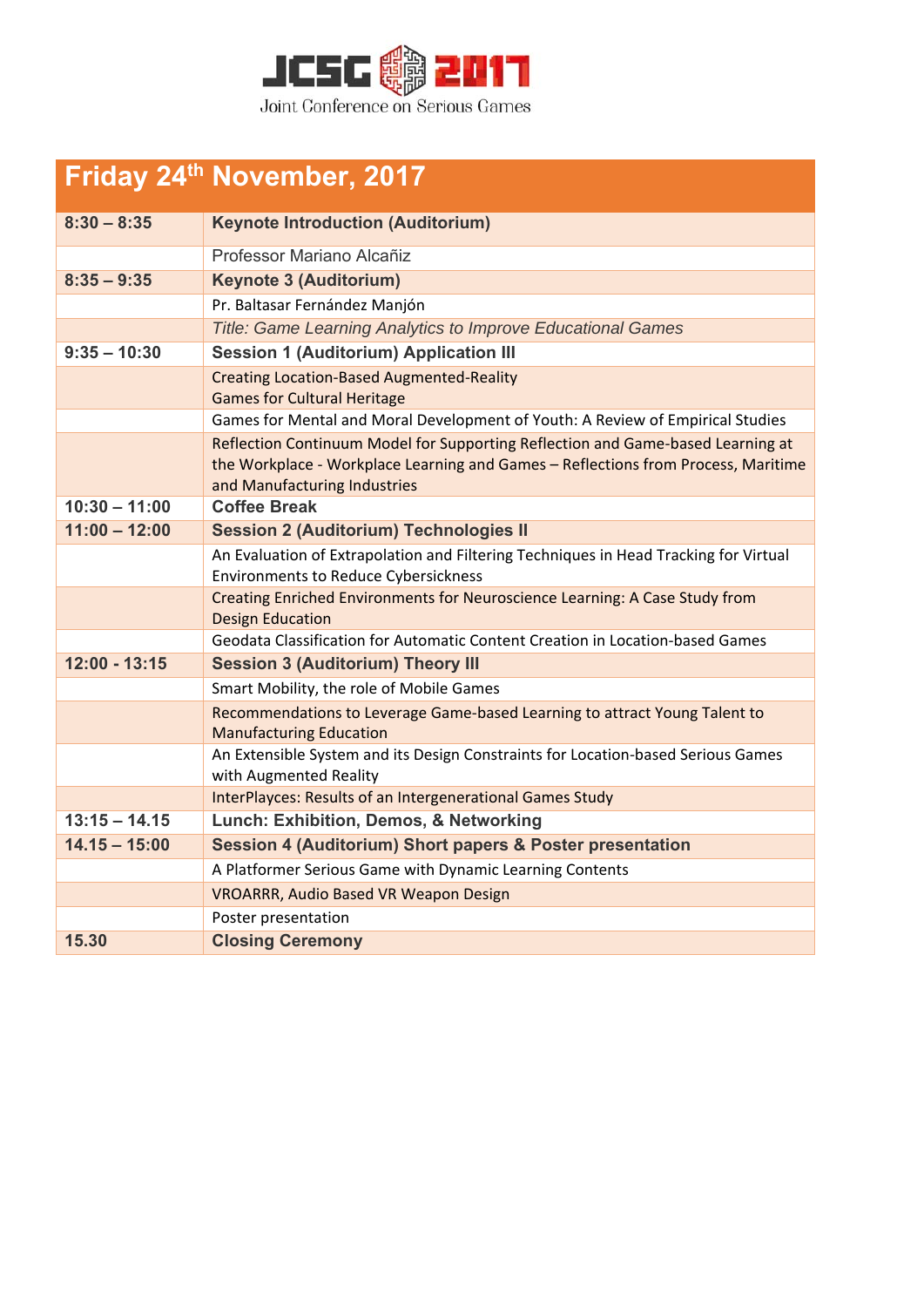JCSG 2017

Joint Conference on Serious Games

| Friday 24th November, 2017 | |
|---|---|
| **8:30 – 8:35** | **Keynote Introduction (Auditorium)** |
| | Professor Mariano Alcañiz |
| **8:35 – 9:35** | **Keynote 3 (Auditorium)** |
| | Pr. Baltasar Fernández Manjón |
| | *Title: Game Learning Analytics to Improve Educational Games* |
| **9:35 – 10:30** | **Session 1 (Auditorium) Application III** |
| | Creating Location-Based Augmented-Reality Games for Cultural Heritage |
| | Games for Mental and Moral Development of Youth: A Review of Empirical Studies |
| | Reflection Continuum Model for Supporting Reflection and Game-based Learning at the Workplace - Workplace Learning and Games – Reflections from Process, Maritime and Manufacturing Industries |
| **10:30 – 11:00** | **Coffee Break** |
| **11:00 – 12:00** | **Session 2 (Auditorium) Technologies II** |
| | An Evaluation of Extrapolation and Filtering Techniques in Head Tracking for Virtual Environments to Reduce Cybersickness |
| | Creating Enriched Environments for Neuroscience Learning: A Case Study from Design Education |
| | Geodata Classification for Automatic Content Creation in Location-based Games |
| **12:00 - 13:15** | **Session 3 (Auditorium) Theory III** |
| | Smart Mobility, the role of Mobile Games |
| | Recommendations to Leverage Game-based Learning to attract Young Talent to Manufacturing Education |
| | An Extensible System and its Design Constraints for Location-based Serious Games with Augmented Reality |
| | InterPlayces: Results of an Intergenerational Games Study |
| **13:15 – 14.15** | **Lunch: Exhibition, Demos, & Networking** |
| **14.15 – 15:00** | **Session 4 (Auditorium) Short papers & Poster presentation** |
| | A Platformer Serious Game with Dynamic Learning Contents |
| | VROARRR, Audio Based VR Weapon Design |
| | Poster presentation |
| **15.30** | **Closing Ceremony** |